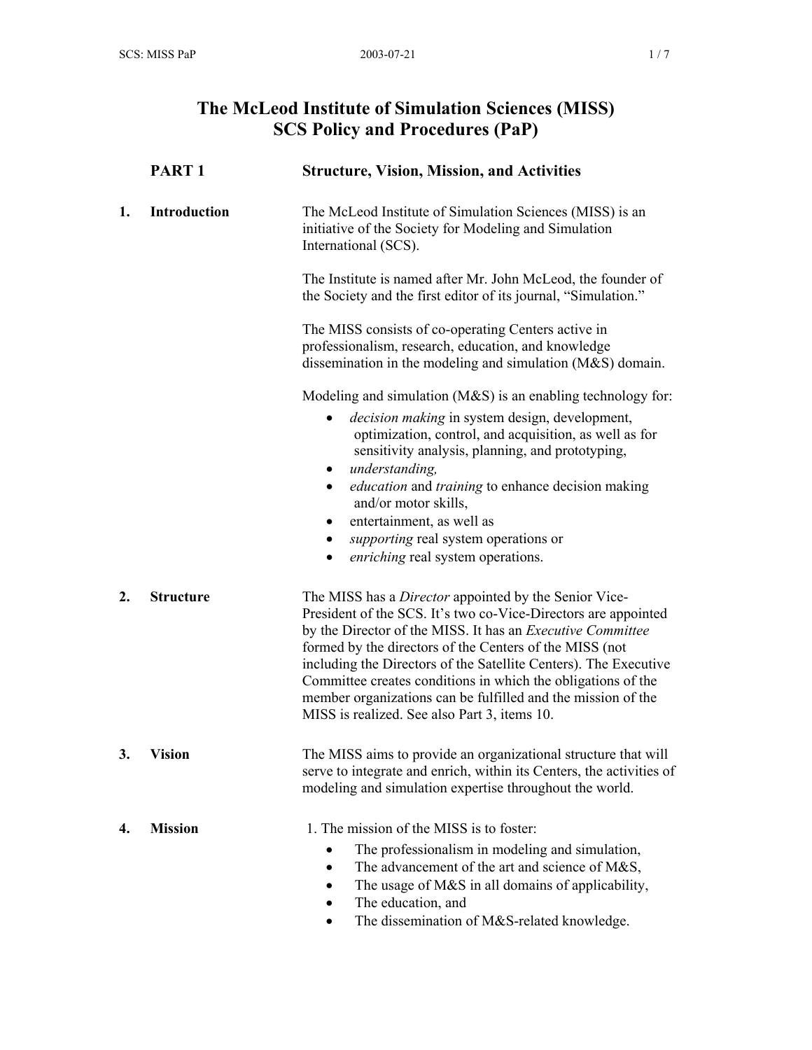# The McLeod Institute of Simulation Sciences (MISS)
# SCS Policy and Procedures (PaP)

## PART 1 Structure, Vision, Mission, and Activities

### 1. Introduction

The McLeod Institute of Simulation Sciences (MISS) is an initiative of the Society for Modeling and Simulation International (SCS).

The Institute is named after Mr. John McLeod, the founder of the Society and the first editor of its journal, "Simulation."

The MISS consists of co-operating Centers active in professionalism, research, education, and knowledge dissemination in the modeling and simulation (M&S) domain.

Modeling and simulation (M&S) is an enabling technology for:

- *decision making* in system design, development, optimization, control, and acquisition, as well as for sensitivity analysis, planning, and prototyping,
- *understanding,*
- *education* and *training* to enhance decision making and/or motor skills,
- entertainment, as well as
- *supporting* real system operations or
- *enriching* real system operations.

### 2. Structure

The MISS has a *Director* appointed by the Senior Vice-President of the SCS. It's two co-Vice-Directors are appointed by the Director of the MISS. It has an *Executive Committee* formed by the directors of the Centers of the MISS (not including the Directors of the Satellite Centers). The Executive Committee creates conditions in which the obligations of the member organizations can be fulfilled and the mission of the MISS is realized. See also Part 3, items 10.

### 3. Vision

The MISS aims to provide an organizational structure that will serve to integrate and enrich, within its Centers, the activities of modeling and simulation expertise throughout the world.

### 4. Mission

1. The mission of the MISS is to foster:
   - The professionalism in modeling and simulation,
   - The advancement of the art and science of M&S,
   - The usage of M&S in all domains of applicability,
   - The education, and
   - The dissemination of M&S-related knowledge.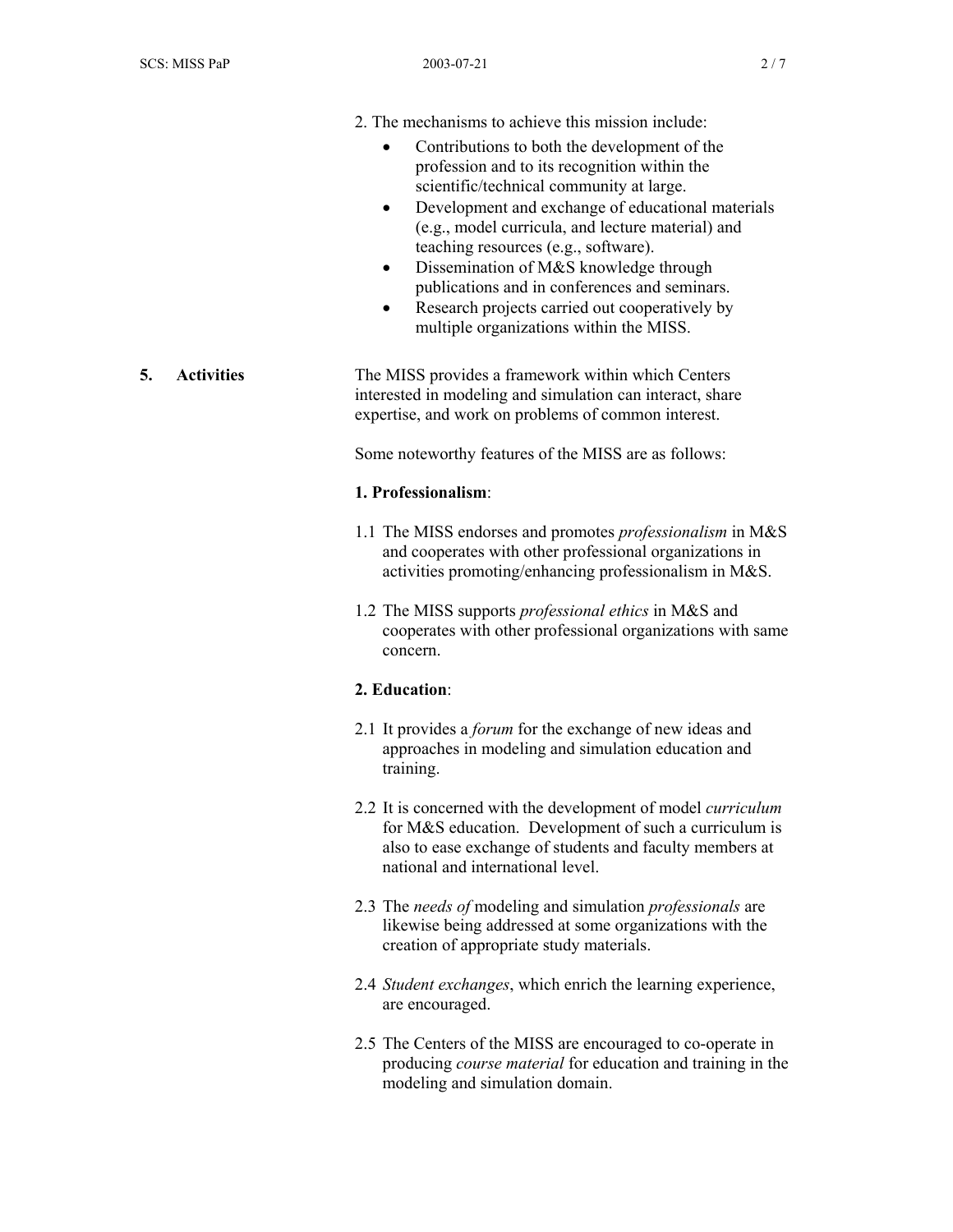2. The mechanisms to achieve this mission include:

- Contributions to both the development of the profession and to its recognition within the scientific/technical community at large.
- Development and exchange of educational materials (e.g., model curricula, and lecture material) and teaching resources (e.g., software).
- Dissemination of M&S knowledge through publications and in conferences and seminars.
- Research projects carried out cooperatively by multiple organizations within the MISS.

## 5. Activities

The MISS provides a framework within which Centers interested in modeling and simulation can interact, share expertise, and work on problems of common interest.

Some noteworthy features of the MISS are as follows:

**1. Professionalism**:

1.1 The MISS endorses and promotes *professionalism* in M&S and cooperates with other professional organizations in activities promoting/enhancing professionalism in M&S.

1.2 The MISS supports *professional ethics* in M&S and cooperates with other professional organizations with same concern.

**2. Education**:

2.1 It provides a *forum* for the exchange of new ideas and approaches in modeling and simulation education and training.

2.2 It is concerned with the development of model *curriculum* for M&S education. Development of such a curriculum is also to ease exchange of students and faculty members at national and international level.

2.3 The *needs of* modeling and simulation *professionals* are likewise being addressed at some organizations with the creation of appropriate study materials.

2.4 *Student exchanges*, which enrich the learning experience, are encouraged.

2.5 The Centers of the MISS are encouraged to co-operate in producing *course material* for education and training in the modeling and simulation domain.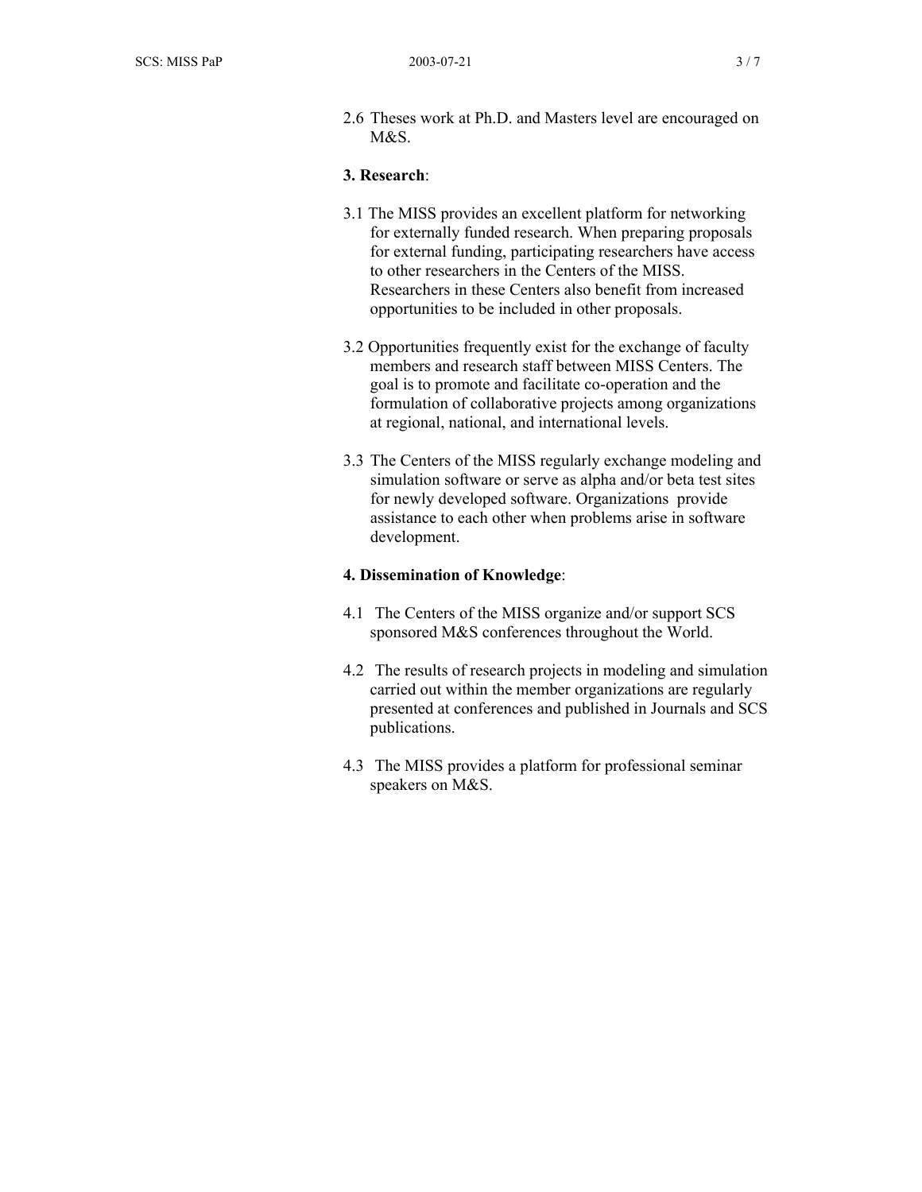2.6 Theses work at Ph.D. and Masters level are encouraged on M&S.

**3. Research**:

3.1 The MISS provides an excellent platform for networking for externally funded research. When preparing proposals for external funding, participating researchers have access to other researchers in the Centers of the MISS. Researchers in these Centers also benefit from increased opportunities to be included in other proposals.

3.2 Opportunities frequently exist for the exchange of faculty members and research staff between MISS Centers. The goal is to promote and facilitate co-operation and the formulation of collaborative projects among organizations at regional, national, and international levels.

3.3 The Centers of the MISS regularly exchange modeling and simulation software or serve as alpha and/or beta test sites for newly developed software. Organizations provide assistance to each other when problems arise in software development.

**4. Dissemination of Knowledge**:

4.1 The Centers of the MISS organize and/or support SCS sponsored M&S conferences throughout the World.

4.2 The results of research projects in modeling and simulation carried out within the member organizations are regularly presented at conferences and published in Journals and SCS publications.

4.3 The MISS provides a platform for professional seminar speakers on M&S.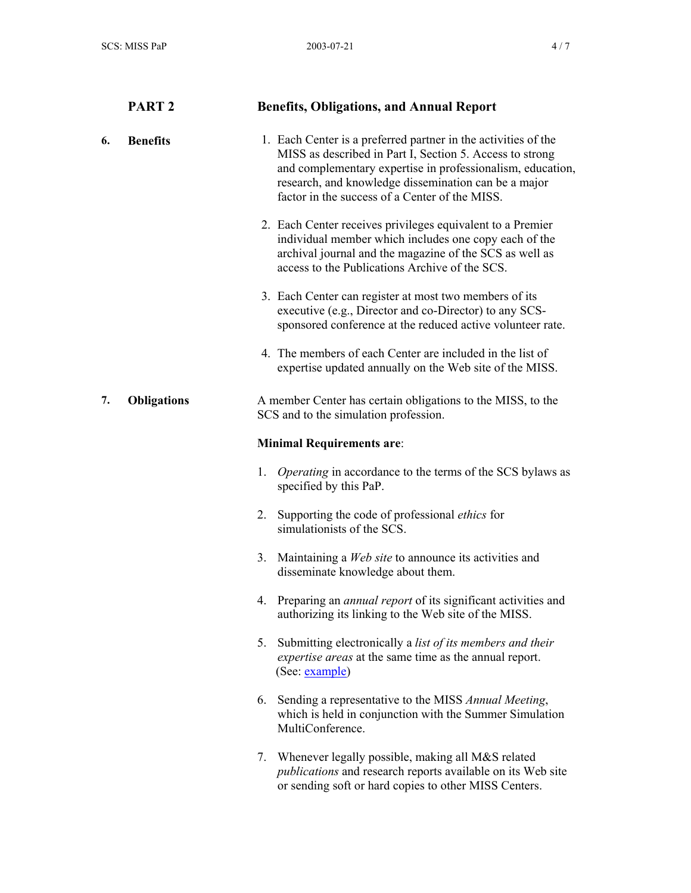## PART 2 Benefits, Obligations, and Annual Report

### 6. Benefits

1. Each Center is a preferred partner in the activities of the MISS as described in Part I, Section 5. Access to strong and complementary expertise in professionalism, education, research, and knowledge dissemination can be a major factor in the success of a Center of the MISS.

2. Each Center receives privileges equivalent to a Premier individual member which includes one copy each of the archival journal and the magazine of the SCS as well as access to the Publications Archive of the SCS.

3. Each Center can register at most two members of its executive (e.g., Director and co-Director) to any SCS-sponsored conference at the reduced active volunteer rate.

4. The members of each Center are included in the list of expertise updated annually on the Web site of the MISS.

### 7. Obligations

A member Center has certain obligations to the MISS, to the SCS and to the simulation profession.

**Minimal Requirements are**:

1. *Operating* in accordance to the terms of the SCS bylaws as specified by this PaP.

2. Supporting the code of professional *ethics* for simulationists of the SCS.

3. Maintaining a *Web site* to announce its activities and disseminate knowledge about them.

4. Preparing an *annual report* of its significant activities and authorizing its linking to the Web site of the MISS.

5. Submitting electronically a *list of its members and their expertise areas* at the same time as the annual report. (See: example)

6. Sending a representative to the MISS *Annual Meeting*, which is held in conjunction with the Summer Simulation MultiConference.

7. Whenever legally possible, making all M&S related *publications* and research reports available on its Web site or sending soft or hard copies to other MISS Centers.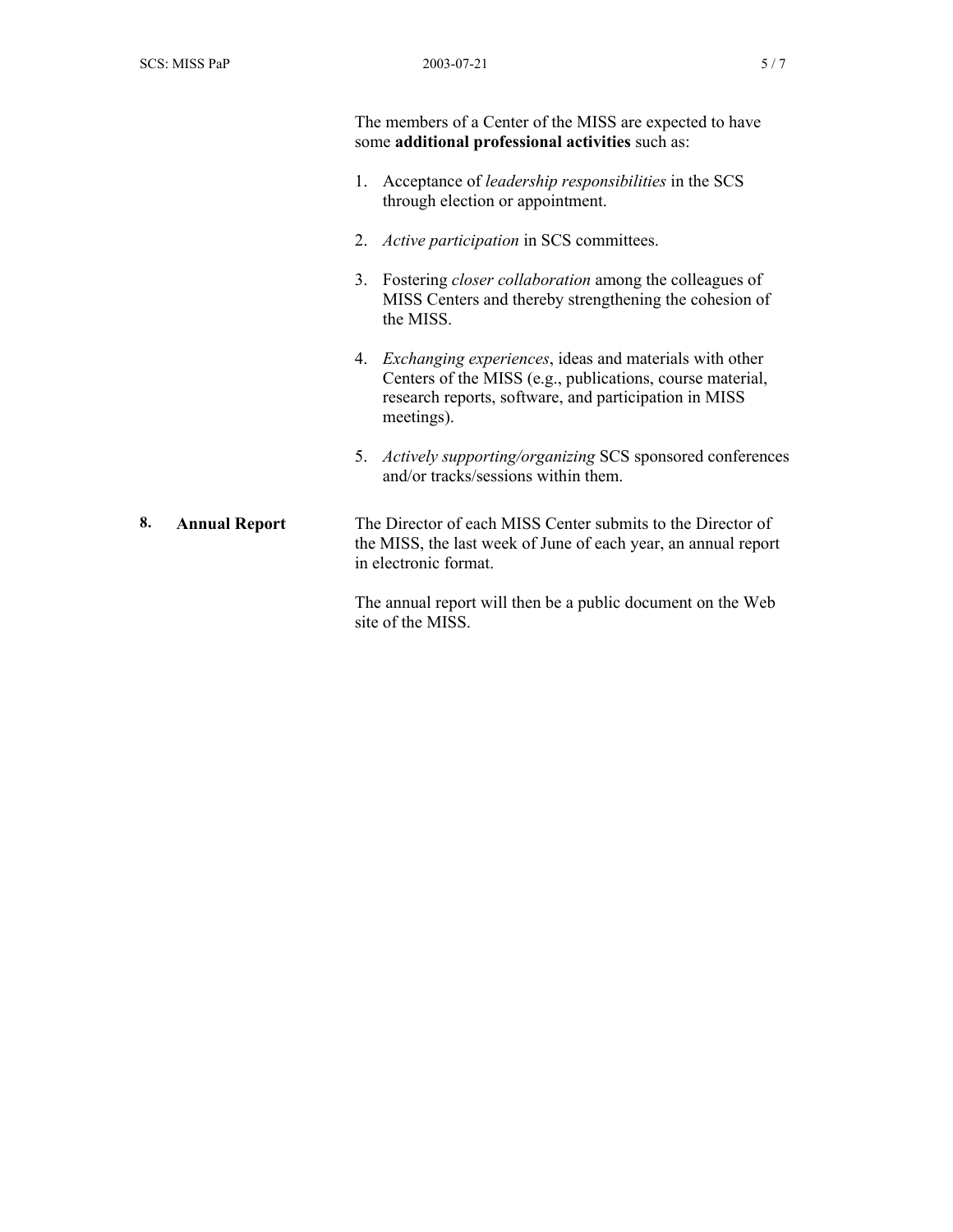The members of a Center of the MISS are expected to have some **additional professional activities** such as:

1. Acceptance of *leadership responsibilities* in the SCS through election or appointment.

2. *Active participation* in SCS committees.

3. Fostering *closer collaboration* among the colleagues of MISS Centers and thereby strengthening the cohesion of the MISS.

4. *Exchanging experiences*, ideas and materials with other Centers of the MISS (e.g., publications, course material, research reports, software, and participation in MISS meetings).

5. *Actively supporting/organizing* SCS sponsored conferences and/or tracks/sessions within them.

## 8. Annual Report

The Director of each MISS Center submits to the Director of the MISS, the last week of June of each year, an annual report in electronic format.

The annual report will then be a public document on the Web site of the MISS.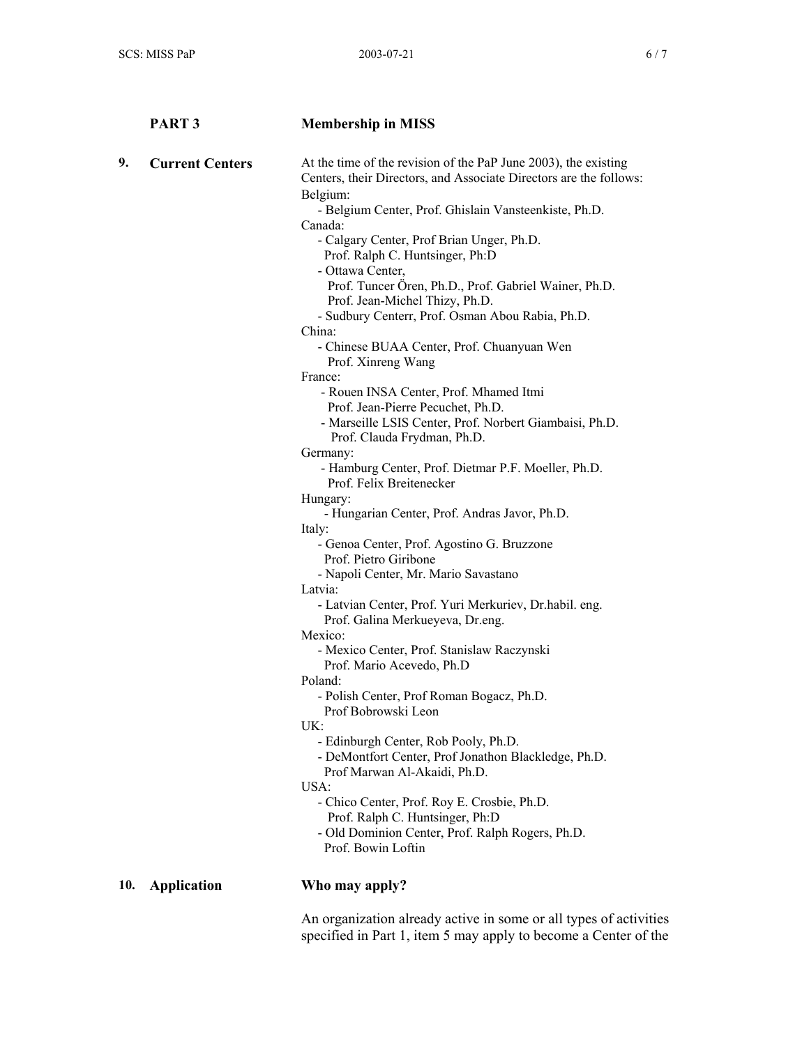## PART 3 Membership in MISS

### 9. Current Centers

At the time of the revision of the PaP June 2003), the existing Centers, their Directors, and Associate Directors are the follows:

Belgium:
- Belgium Center, Prof. Ghislain Vansteenkiste, Ph.D.

Canada:
- Calgary Center, Prof Brian Unger, Ph.D.
  Prof. Ralph C. Huntsinger, Ph:D
- Ottawa Center,
  Prof. Tuncer Ören, Ph.D., Prof. Gabriel Wainer, Ph.D.
  Prof. Jean-Michel Thizy, Ph.D.
- Sudbury Centerr, Prof. Osman Abou Rabia, Ph.D.

China:
- Chinese BUAA Center, Prof. Chuanyuan Wen
  Prof. Xinreng Wang

France:
- Rouen INSA Center, Prof. Mhamed Itmi
  Prof. Jean-Pierre Pecuchet, Ph.D.
- Marseille LSIS Center, Prof. Norbert Giambaisi, Ph.D.
  Prof. Clauda Frydman, Ph.D.

Germany:
- Hamburg Center, Prof. Dietmar P.F. Moeller, Ph.D.
  Prof. Felix Breitenecker

Hungary:
- Hungarian Center, Prof. Andras Javor, Ph.D.

Italy:
- Genoa Center, Prof. Agostino G. Bruzzone
  Prof. Pietro Giribone
- Napoli Center, Mr. Mario Savastano

Latvia:
- Latvian Center, Prof. Yuri Merkuriev, Dr.habil. eng.
  Prof. Galina Merkueyeva, Dr.eng.

Mexico:
- Mexico Center, Prof. Stanislaw Raczynski
  Prof. Mario Acevedo, Ph.D

Poland:
- Polish Center, Prof Roman Bogacz, Ph.D.
  Prof Bobrowski Leon

UK:
- Edinburgh Center, Rob Pooly, Ph.D.
- DeMontfort Center, Prof Jonathon Blackledge, Ph.D.
  Prof Marwan Al-Akaidi, Ph.D.

USA:
- Chico Center, Prof. Roy E. Crosbie, Ph.D.
  Prof. Ralph C. Huntsinger, Ph:D
- Old Dominion Center, Prof. Ralph Rogers, Ph.D.
  Prof. Bowin Loftin

### 10. Application

**Who may apply?**

An organization already active in some or all types of activities specified in Part 1, item 5 may apply to become a Center of the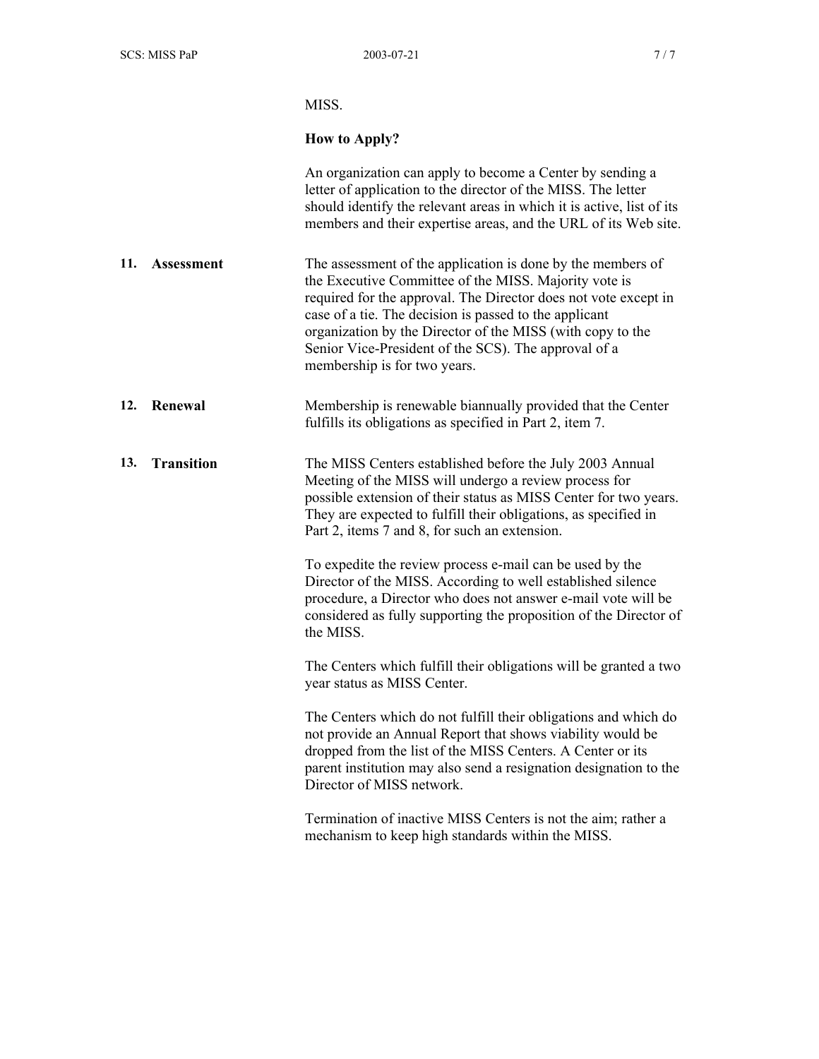MISS.

**How to Apply?**

An organization can apply to become a Center by sending a letter of application to the director of the MISS. The letter should identify the relevant areas in which it is active, list of its members and their expertise areas, and the URL of its Web site.

**11. Assessment**

The assessment of the application is done by the members of the Executive Committee of the MISS. Majority vote is required for the approval. The Director does not vote except in case of a tie. The decision is passed to the applicant organization by the Director of the MISS (with copy to the Senior Vice-President of the SCS). The approval of a membership is for two years.

**12. Renewal**

Membership is renewable biannually provided that the Center fulfills its obligations as specified in Part 2, item 7.

**13. Transition**

The MISS Centers established before the July 2003 Annual Meeting of the MISS will undergo a review process for possible extension of their status as MISS Center for two years. They are expected to fulfill their obligations, as specified in Part 2, items 7 and 8, for such an extension.

To expedite the review process e-mail can be used by the Director of the MISS. According to well established silence procedure, a Director who does not answer e-mail vote will be considered as fully supporting the proposition of the Director of the MISS.

The Centers which fulfill their obligations will be granted a two year status as MISS Center.

The Centers which do not fulfill their obligations and which do not provide an Annual Report that shows viability would be dropped from the list of the MISS Centers. A Center or its parent institution may also send a resignation designation to the Director of MISS network.

Termination of inactive MISS Centers is not the aim; rather a mechanism to keep high standards within the MISS.